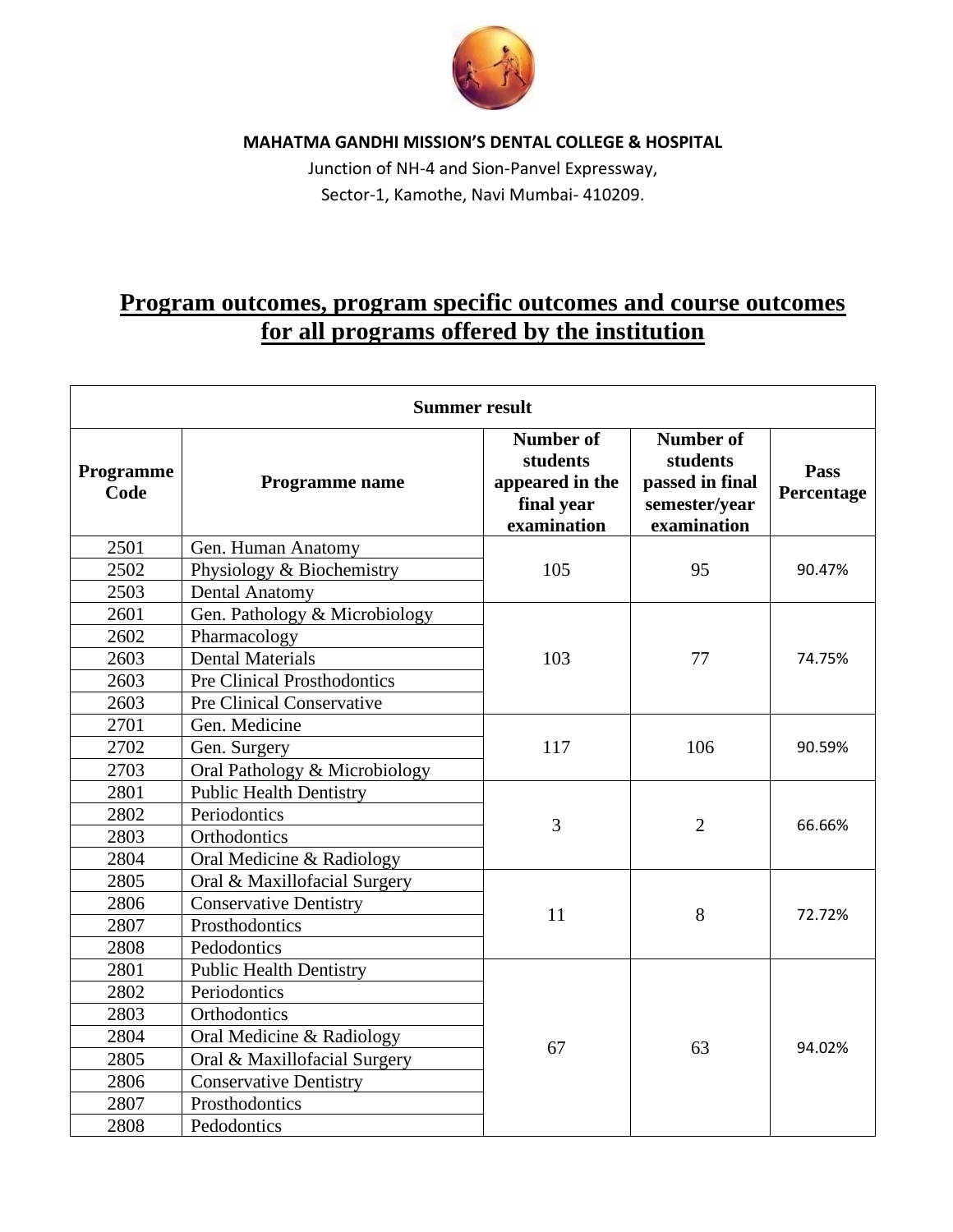**MAHATMA GANDHI MISSION'S DENTAL COLLEGE & HOSPITAL**

Junction of NH-4 and Sion-Panvel Expressway,
Sector-1, Kamothe, Navi Mumbai- 410209.

# Program outcomes, program specific outcomes and course outcomes for all programs offered by the institution

| Summer result | | | | |
|---|---|---|---|---|
| **Programme Code** | **Programme name** | **Number of students appeared in the final year examination** | **Number of students passed in final semester/year examination** | **Pass Percentage** |
| 2501 | Gen. Human Anatomy | 105 | 95 | 90.47% |
| 2502 | Physiology & Biochemistry | | | |
| 2503 | Dental Anatomy | | | |
| 2601 | Gen. Pathology & Microbiology | 103 | 77 | 74.75% |
| 2602 | Pharmacology | | | |
| 2603 | Dental Materials | | | |
| 2603 | Pre Clinical Prosthodontics | | | |
| 2603 | Pre Clinical Conservative | | | |
| 2701 | Gen. Medicine | 117 | 106 | 90.59% |
| 2702 | Gen. Surgery | | | |
| 2703 | Oral Pathology & Microbiology | | | |
| 2801 | Public Health Dentistry | 3 | 2 | 66.66% |
| 2802 | Periodontics | | | |
| 2803 | Orthodontics | | | |
| 2804 | Oral Medicine & Radiology | | | |
| 2805 | Oral & Maxillofacial Surgery | 11 | 8 | 72.72% |
| 2806 | Conservative Dentistry | | | |
| 2807 | Prosthodontics | | | |
| 2808 | Pedodontics | | | |
| 2801 | Public Health Dentistry | 67 | 63 | 94.02% |
| 2802 | Periodontics | | | |
| 2803 | Orthodontics | | | |
| 2804 | Oral Medicine & Radiology | | | |
| 2805 | Oral & Maxillofacial Surgery | | | |
| 2806 | Conservative Dentistry | | | |
| 2807 | Prosthodontics | | | |
| 2808 | Pedodontics | | | |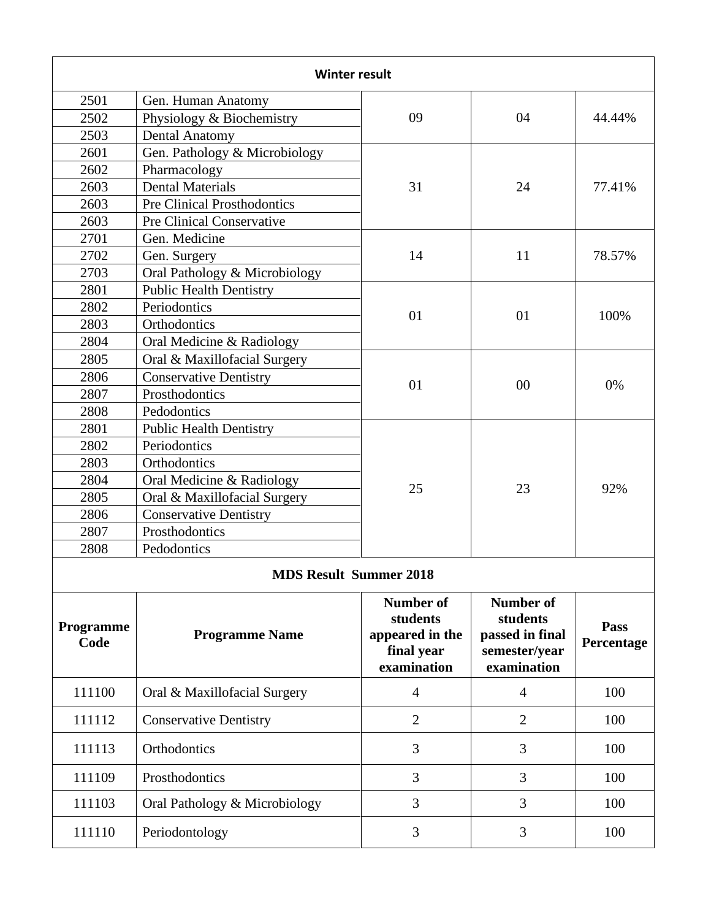| Winter result | | | | |
|---|---|---|---|---|
| 2501 | Gen. Human Anatomy | 09 | 04 | 44.44% |
| 2502 | Physiology & Biochemistry | | | |
| 2503 | Dental Anatomy | | | |
| 2601 | Gen. Pathology & Microbiology | 31 | 24 | 77.41% |
| 2602 | Pharmacology | | | |
| 2603 | Dental Materials | | | |
| 2603 | Pre Clinical Prosthodontics | | | |
| 2603 | Pre Clinical Conservative | | | |
| 2701 | Gen. Medicine | 14 | 11 | 78.57% |
| 2702 | Gen. Surgery | | | |
| 2703 | Oral Pathology & Microbiology | | | |
| 2801 | Public Health Dentistry | 01 | 01 | 100% |
| 2802 | Periodontics | | | |
| 2803 | Orthodontics | | | |
| 2804 | Oral Medicine & Radiology | | | |
| 2805 | Oral & Maxillofacial Surgery | 01 | 00 | 0% |
| 2806 | Conservative Dentistry | | | |
| 2807 | Prosthodontics | | | |
| 2808 | Pedodontics | | | |
| 2801 | Public Health Dentistry | 25 | 23 | 92% |
| 2802 | Periodontics | | | |
| 2803 | Orthodontics | | | |
| 2804 | Oral Medicine & Radiology | | | |
| 2805 | Oral & Maxillofacial Surgery | | | |
| 2806 | Conservative Dentistry | | | |
| 2807 | Prosthodontics | | | |
| 2808 | Pedodontics | | | |

**MDS Result Summer 2018**

| Programme Code | Programme Name | Number of students appeared in the final year examination | Number of students passed in final semester/year examination | Pass Percentage |
|---|---|---|---|---|
| 111100 | Oral & Maxillofacial Surgery | 4 | 4 | 100 |
| 111112 | Conservative Dentistry | 2 | 2 | 100 |
| 111113 | Orthodontics | 3 | 3 | 100 |
| 111109 | Prosthodontics | 3 | 3 | 100 |
| 111103 | Oral Pathology & Microbiology | 3 | 3 | 100 |
| 111110 | Periodontology | 3 | 3 | 100 |